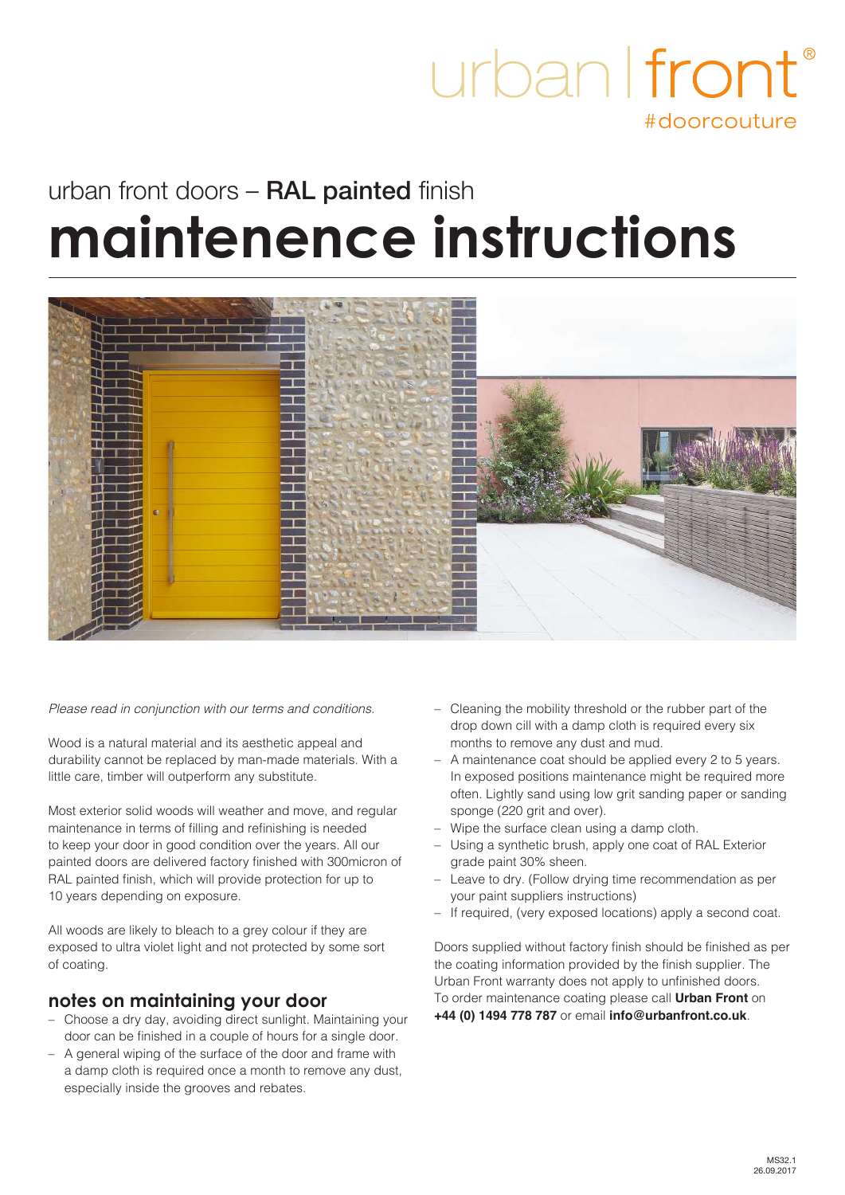urban | front®
#doorcouture

urban front doors – **RAL painted** finish

# maintenence instructions

*Please read in conjunction with our terms and conditions.*

Wood is a natural material and its aesthetic appeal and durability cannot be replaced by man-made materials. With a little care, timber will outperform any substitute.

Most exterior solid woods will weather and move, and regular maintenance in terms of filling and refinishing is needed to keep your door in good condition over the years. All our painted doors are delivered factory finished with 300micron of RAL painted finish, which will provide protection for up to 10 years depending on exposure.

All woods are likely to bleach to a grey colour if they are exposed to ultra violet light and not protected by some sort of coating.

## notes on maintaining your door

- Choose a dry day, avoiding direct sunlight. Maintaining your door can be finished in a couple of hours for a single door.
- A general wiping of the surface of the door and frame with a damp cloth is required once a month to remove any dust, especially inside the grooves and rebates.
- Cleaning the mobility threshold or the rubber part of the drop down cill with a damp cloth is required every six months to remove any dust and mud.
- A maintenance coat should be applied every 2 to 5 years. In exposed positions maintenance might be required more often. Lightly sand using low grit sanding paper or sanding sponge (220 grit and over).
- Wipe the surface clean using a damp cloth.
- Using a synthetic brush, apply one coat of RAL Exterior grade paint 30% sheen.
- Leave to dry. (Follow drying time recommendation as per your paint suppliers instructions)
- If required, (very exposed locations) apply a second coat.

Doors supplied without factory finish should be finished as per the coating information provided by the finish supplier. The Urban Front warranty does not apply to unfinished doors. To order maintenance coating please call **Urban Front** on **+44 (0) 1494 778 787** or email **info@urbanfront.co.uk**.

MS32.1
26.09.2017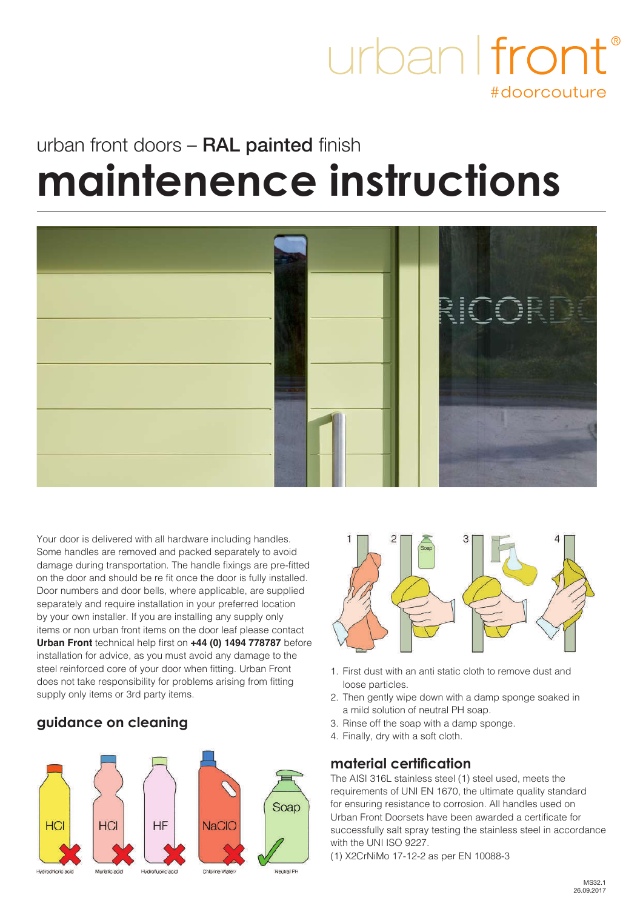urban | front®
#doorcouture

urban front doors – **RAL painted** finish

# maintenence instructions

Your door is delivered with all hardware including handles. Some handles are removed and packed separately to avoid damage during transportation. The handle fixings are pre-fitted on the door and should be re fit once the door is fully installed. Door numbers and door bells, where applicable, are supplied separately and require installation in your preferred location by your own installer. If you are installing any supply only items or non urban front items on the door leaf please contact **Urban Front** technical help first on **+44 (0) 1494 778787** before installation for advice, as you must avoid any damage to the steel reinforced core of your door when fitting. Urban Front does not take responsibility for problems arising from fitting supply only items or 3rd party items.

## guidance on cleaning

HCl – Hydrochloric acid ✗
HCl – Muriatic acid ✗
HF – Hydrofluoric acid ✗
NaClO – Chlorine Water ✗
Soap – Neutral PH ✓

1. First dust with an anti static cloth to remove dust and loose particles.
2. Then gently wipe down with a damp sponge soaked in a mild solution of neutral PH soap.
3. Rinse off the soap with a damp sponge.
4. Finally, dry with a soft cloth.

## material certification

The AISI 316L stainless steel (1) steel used, meets the requirements of UNI EN 1670, the ultimate quality standard for ensuring resistance to corrosion. All handles used on Urban Front Doorsets have been awarded a certificate for successfully salt spray testing the stainless steel in accordance with the UNI ISO 9227.

(1) X2CrNiMo 17-12-2 as per EN 10088-3

MS32.1
26.09.2017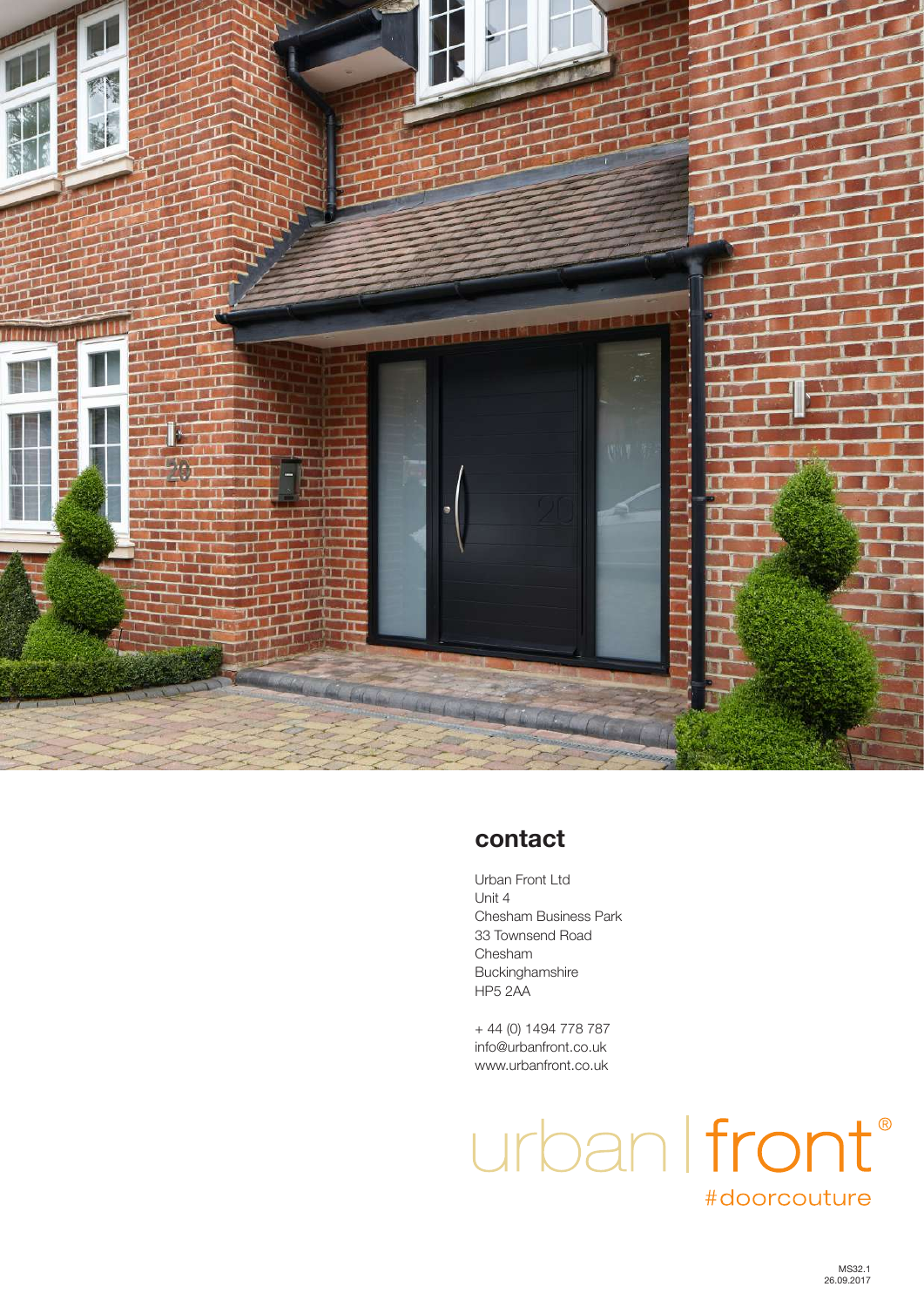## contact

Urban Front Ltd
Unit 4
Chesham Business Park
33 Townsend Road
Chesham
Buckinghamshire
HP5 2AA

+ 44 (0) 1494 778 787
info@urbanfront.co.uk
www.urbanfront.co.uk

urban | front®
#doorcouture

MS32.1
26.09.2017